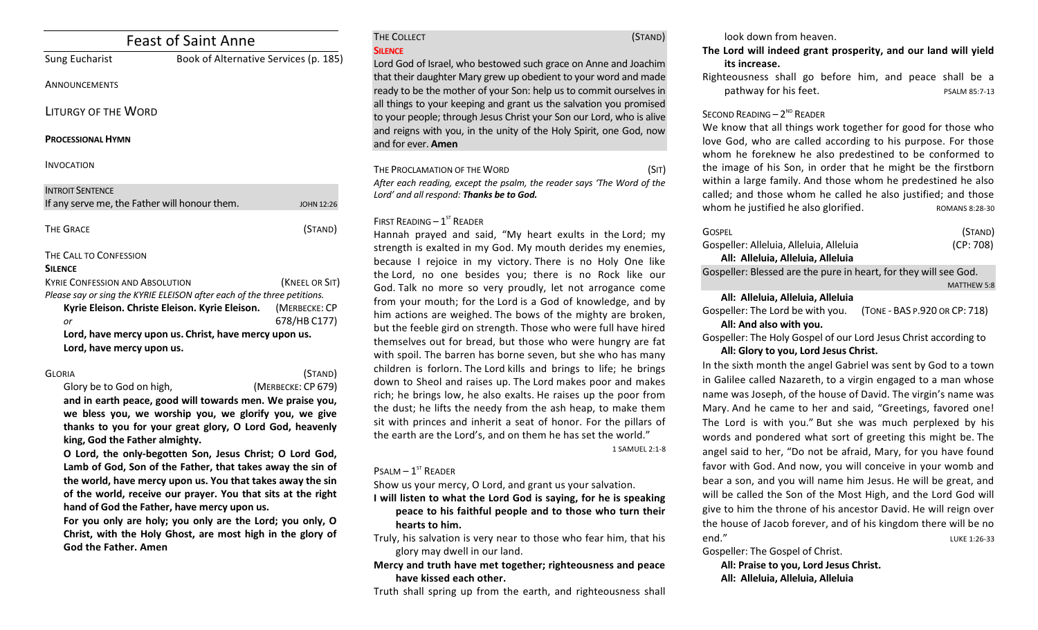# Feast of Saint Anne

Sung Eucharist — Book of Alternative Services (p. 185)

ANNOUNCEMENTS

## LITURGY OF THE WORD

**PROCESSIONAL HYMN**

INVOCATION

INTROIT SENTENCE

If any serve me, the Father will honour them. — JOHN 12:26

THE GRACE (STAND)

THE CALL TO CONFESSION

**SILENCE**

KYRIE CONFESSION AND ABSOLUTION (KNEEL OR SIT)

*Please say or sing the KYRIE ELEISON after each of the three petitions.*

**Kyrie Eleison. Christe Eleison. Kyrie Eleison.** (MERBECKE: CP 678/HB C177)

*or*

**Lord, have mercy upon us. Christ, have mercy upon us. Lord, have mercy upon us.**

GLORIA (STAND)

Glory be to God on high, (MERBECKE: CP 679)

**and in earth peace, good will towards men. We praise you, we bless you, we worship you, we glorify you, we give thanks to you for your great glory, O Lord God, heavenly king, God the Father almighty.**

**O Lord, the only-begotten Son, Jesus Christ; O Lord God, Lamb of God, Son of the Father, that takes away the sin of the world, have mercy upon us. You that takes away the sin of the world, receive our prayer. You that sits at the right hand of God the Father, have mercy upon us.**

**For you only are holy; you only are the Lord; you only, O Christ, with the Holy Ghost, are most high in the glory of God the Father. Amen**

THE COLLECT (STAND)

**SILENCE**

Lord God of Israel, who bestowed such grace on Anne and Joachim that their daughter Mary grew up obedient to your word and made ready to be the mother of your Son: help us to commit ourselves in all things to your keeping and grant us the salvation you promised to your people; through Jesus Christ your Son our Lord, who is alive and reigns with you, in the unity of the Holy Spirit, one God, now and for ever. **Amen**

THE PROCLAMATION OF THE WORD (SIT)

*After each reading, except the psalm, the reader says 'The Word of the Lord' and all respond:* ***Thanks be to God.***

FIRST READING – 1ST READER

Hannah prayed and said, "My heart exults in the Lord; my strength is exalted in my God. My mouth derides my enemies, because I rejoice in my victory. There is no Holy One like the Lord, no one besides you; there is no Rock like our God. Talk no more so very proudly, let not arrogance come from your mouth; for the Lord is a God of knowledge, and by him actions are weighed. The bows of the mighty are broken, but the feeble gird on strength. Those who were full have hired themselves out for bread, but those who were hungry are fat with spoil. The barren has borne seven, but she who has many children is forlorn. The Lord kills and brings to life; he brings down to Sheol and raises up. The Lord makes poor and makes rich; he brings low, he also exalts. He raises up the poor from the dust; he lifts the needy from the ash heap, to make them sit with princes and inherit a seat of honor. For the pillars of the earth are the Lord's, and on them he has set the world."

1 SAMUEL 2:1-8

PSALM – 1ST READER

Show us your mercy, O Lord, and grant us your salvation.

**I will listen to what the Lord God is saying, for he is speaking peace to his faithful people and to those who turn their hearts to him.**

Truly, his salvation is very near to those who fear him, that his glory may dwell in our land.

**Mercy and truth have met together; righteousness and peace have kissed each other.**

Truth shall spring up from the earth, and righteousness shall look down from heaven.

**The Lord will indeed grant prosperity, and our land will yield its increase.**

Righteousness shall go before him, and peace shall be a pathway for his feet.

PSALM 85:7-13

SECOND READING – 2ND READER

We know that all things work together for good for those who love God, who are called according to his purpose. For those whom he foreknew he also predestined to be conformed to the image of his Son, in order that he might be the firstborn within a large family. And those whom he predestined he also called; and those whom he called he also justified; and those whom he justified he also glorified.

ROMANS 8:28-30

GOSPEL (STAND)

Gospeller: Alleluia, Alleluia, Alleluia (CP: 708)

**All: Alleluia, Alleluia, Alleluia**

Gospeller: Blessed are the pure in heart, for they will see God.

MATTHEW 5:8

**All: Alleluia, Alleluia, Alleluia**

Gospeller: The Lord be with you. (TONE - BAS P.920 OR CP: 718)

**All: And also with you.**

Gospeller: The Holy Gospel of our Lord Jesus Christ according to

**All: Glory to you, Lord Jesus Christ.**

In the sixth month the angel Gabriel was sent by God to a town in Galilee called Nazareth, to a virgin engaged to a man whose name was Joseph, of the house of David. The virgin's name was Mary. And he came to her and said, "Greetings, favored one! The Lord is with you." But she was much perplexed by his words and pondered what sort of greeting this might be. The angel said to her, "Do not be afraid, Mary, for you have found favor with God. And now, you will conceive in your womb and bear a son, and you will name him Jesus. He will be great, and will be called the Son of the Most High, and the Lord God will give to him the throne of his ancestor David. He will reign over the house of Jacob forever, and of his kingdom there will be no end."

LUKE 1:26-33

Gospeller: The Gospel of Christ.

**All: Praise to you, Lord Jesus Christ.**

**All: Alleluia, Alleluia, Alleluia**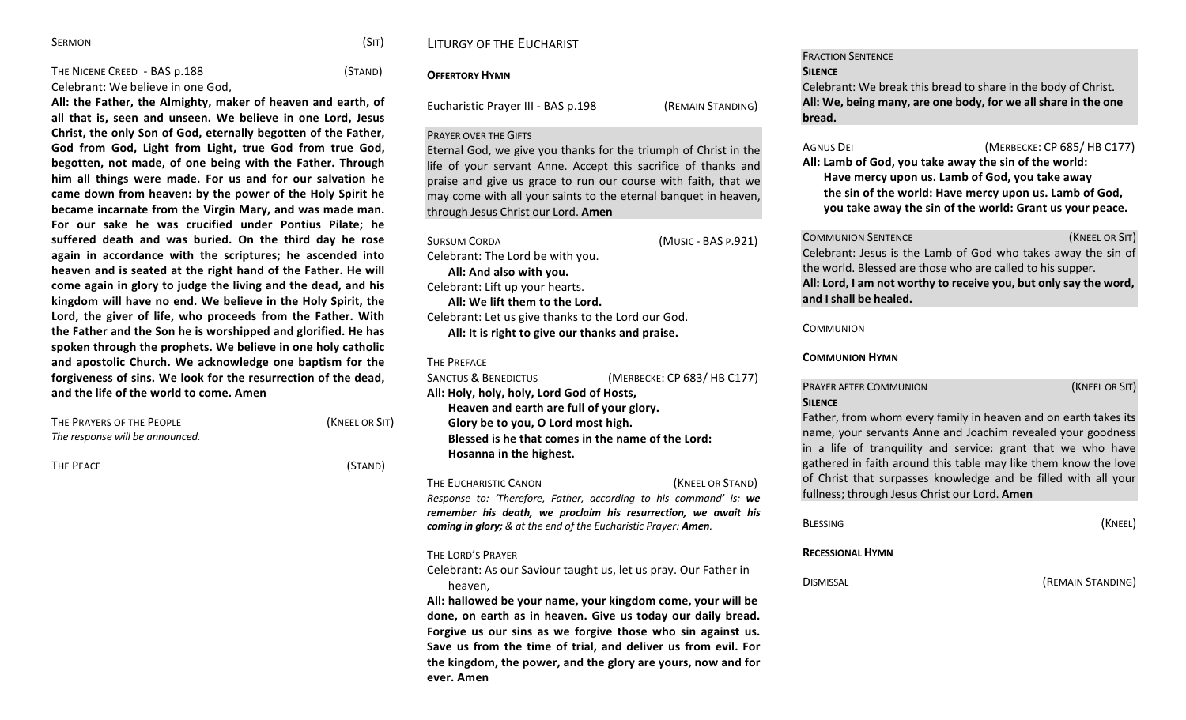SERMON (SIT)

THE NICENE CREED - BAS p.188 (STAND)

Celebrant: We believe in one God,

**All: the Father, the Almighty, maker of heaven and earth, of all that is, seen and unseen. We believe in one Lord, Jesus Christ, the only Son of God, eternally begotten of the Father, God from God, Light from Light, true God from true God, begotten, not made, of one being with the Father. Through him all things were made. For us and for our salvation he came down from heaven: by the power of the Holy Spirit he became incarnate from the Virgin Mary, and was made man. For our sake he was crucified under Pontius Pilate; he suffered death and was buried. On the third day he rose again in accordance with the scriptures; he ascended into heaven and is seated at the right hand of the Father. He will come again in glory to judge the living and the dead, and his kingdom will have no end. We believe in the Holy Spirit, the Lord, the giver of life, who proceeds from the Father. With the Father and the Son he is worshipped and glorified. He has spoken through the prophets. We believe in one holy catholic and apostolic Church. We acknowledge one baptism for the forgiveness of sins. We look for the resurrection of the dead, and the life of the world to come. Amen**

THE PRAYERS OF THE PEOPLE (KNEEL OR SIT)

*The response will be announced.*

THE PEACE (STAND)

## LITURGY OF THE EUCHARIST

**OFFERTORY HYMN**

Eucharistic Prayer III - BAS p.198 (REMAIN STANDING)

PRAYER OVER THE GIFTS

Eternal God, we give you thanks for the triumph of Christ in the life of your servant Anne. Accept this sacrifice of thanks and praise and give us grace to run our course with faith, that we may come with all your saints to the eternal banquet in heaven, through Jesus Christ our Lord. **Amen**

SURSUM CORDA (MUSIC - BAS P.921)

Celebrant: The Lord be with you.

**All: And also with you.**

Celebrant: Lift up your hearts.

**All: We lift them to the Lord.**

Celebrant: Let us give thanks to the Lord our God.

**All: It is right to give our thanks and praise.**

THE PREFACE

SANCTUS & BENEDICTUS (MERBECKE: CP 683/ HB C177)

**All: Holy, holy, holy, Lord God of Hosts,**
**Heaven and earth are full of your glory.**
**Glory be to you, O Lord most high.**
**Blessed is he that comes in the name of the Lord:**
**Hosanna in the highest.**

THE EUCHARISTIC CANON (KNEEL OR STAND)

*Response to: 'Therefore, Father, according to his command' is:* ***we remember his death, we proclaim his resurrection, we await his coming in glory;*** *& at the end of the Eucharistic Prayer:* ***Amen****.*

THE LORD'S PRAYER

Celebrant: As our Saviour taught us, let us pray. Our Father in heaven,

**All: hallowed be your name, your kingdom come, your will be done, on earth as in heaven. Give us today our daily bread. Forgive us our sins as we forgive those who sin against us. Save us from the time of trial, and deliver us from evil. For the kingdom, the power, and the glory are yours, now and for ever. Amen**

FRACTION SENTENCE

**SILENCE**

Celebrant: We break this bread to share in the body of Christ.

**All: We, being many, are one body, for we all share in the one bread.**

AGNUS DEI (MERBECKE: CP 685/ HB C177)

**All: Lamb of God, you take away the sin of the world:**
**Have mercy upon us. Lamb of God, you take away the sin of the world: Have mercy upon us. Lamb of God, you take away the sin of the world: Grant us your peace.**

COMMUNION SENTENCE (KNEEL OR SIT)

Celebrant: Jesus is the Lamb of God who takes away the sin of the world. Blessed are those who are called to his supper.

**All: Lord, I am not worthy to receive you, but only say the word, and I shall be healed.**

COMMUNION

**COMMUNION HYMN**

PRAYER AFTER COMMUNION (KNEEL OR SIT)

**SILENCE**

Father, from whom every family in heaven and on earth takes its name, your servants Anne and Joachim revealed your goodness in a life of tranquility and service: grant that we who have gathered in faith around this table may like them know the love of Christ that surpasses knowledge and be filled with all your fullness; through Jesus Christ our Lord. **Amen**

BLESSING (KNEEL)

**RECESSIONAL HYMN**

DISMISSAL (REMAIN STANDING)